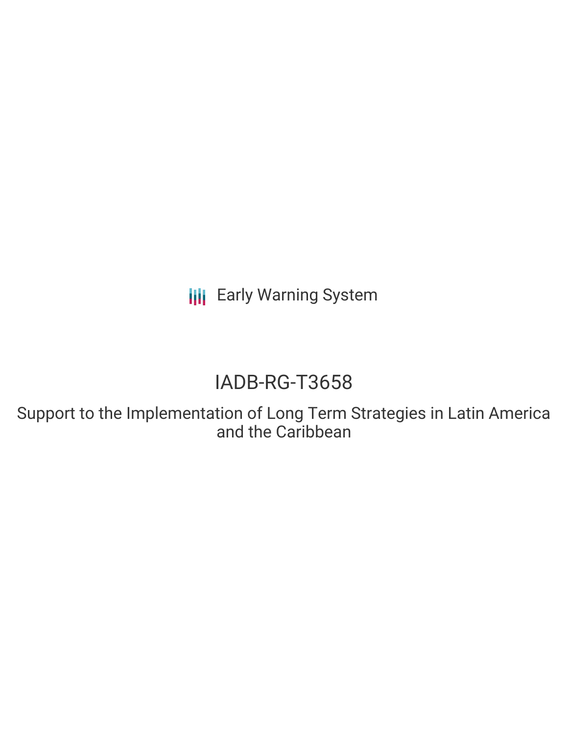Early Warning System

# IADB-RG-T3658

## Support to the Implementation of Long Term Strategies in Latin America and the Caribbean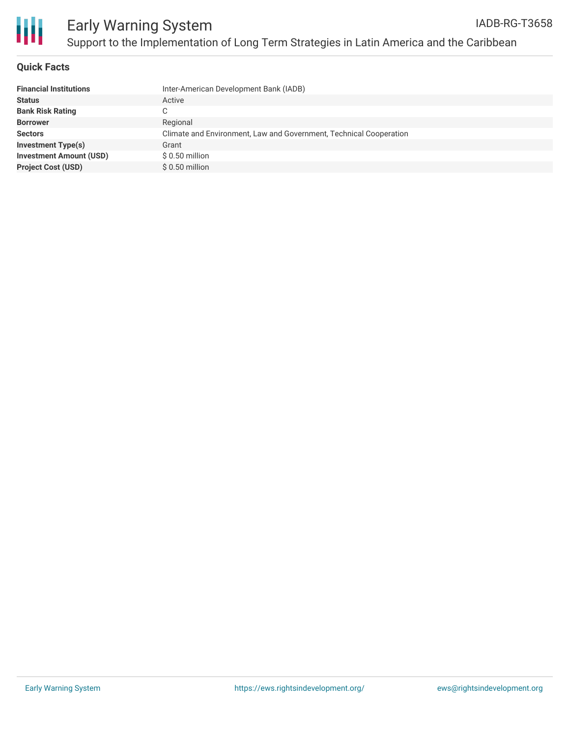# Early Warning System

## Support to the Implementation of Long Term Strategies in Latin America and the Caribbean

IADB-RG-T3658

### Quick Facts

| | |
|---|---|
| **Financial Institutions** | Inter-American Development Bank (IADB) |
| **Status** | Active |
| **Bank Risk Rating** | C |
| **Borrower** | Regional |
| **Sectors** | Climate and Environment, Law and Government, Technical Cooperation |
| **Investment Type(s)** | Grant |
| **Investment Amount (USD)** | $ 0.50 million |
| **Project Cost (USD)** | $ 0.50 million |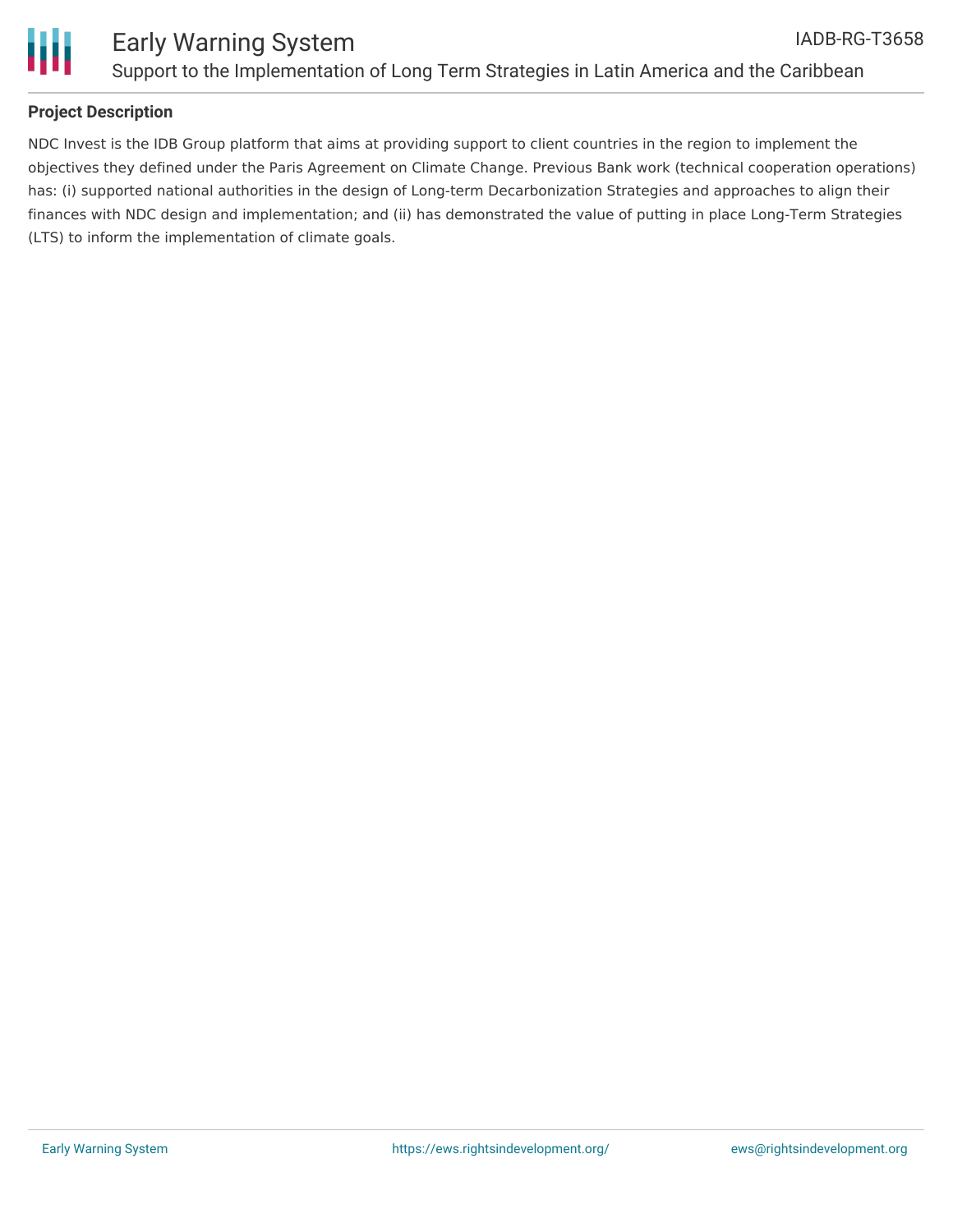## Project Description

NDC Invest is the IDB Group platform that aims at providing support to client countries in the region to implement the objectives they defined under the Paris Agreement on Climate Change. Previous Bank work (technical cooperation operations) has: (i) supported national authorities in the design of Long-term Decarbonization Strategies and approaches to align their finances with NDC design and implementation; and (ii) has demonstrated the value of putting in place Long-Term Strategies (LTS) to inform the implementation of climate goals.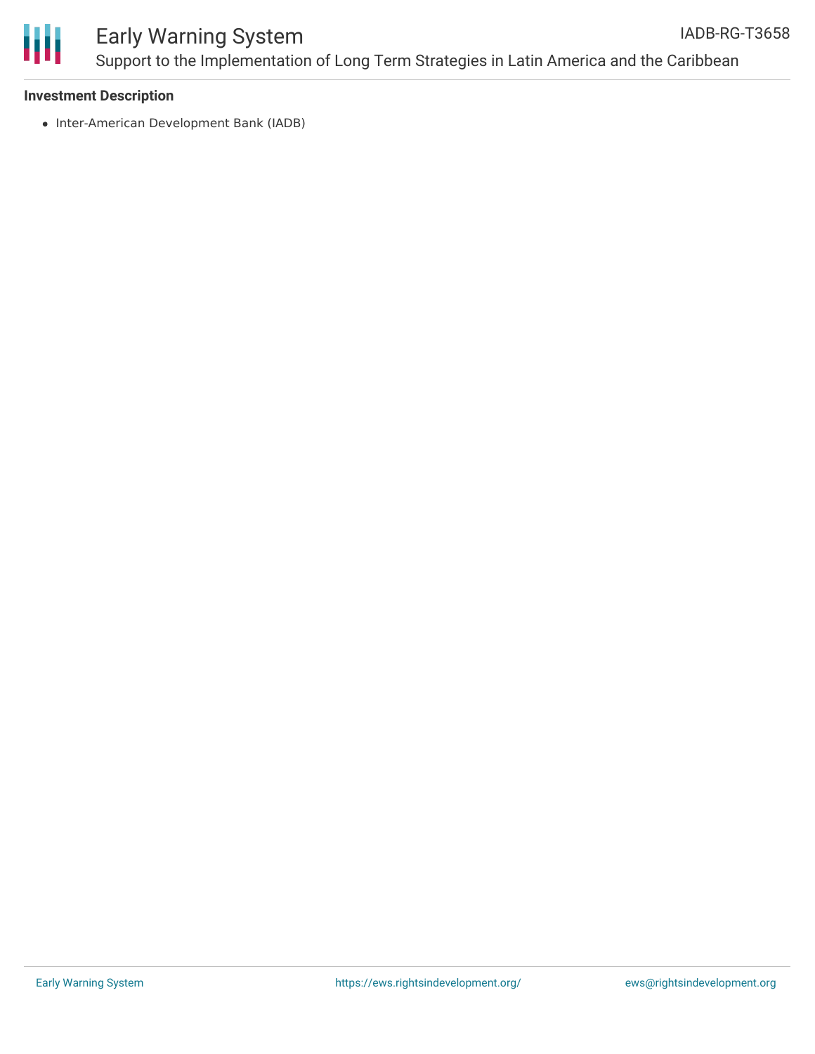**Investment Description**

- Inter-American Development Bank (IADB)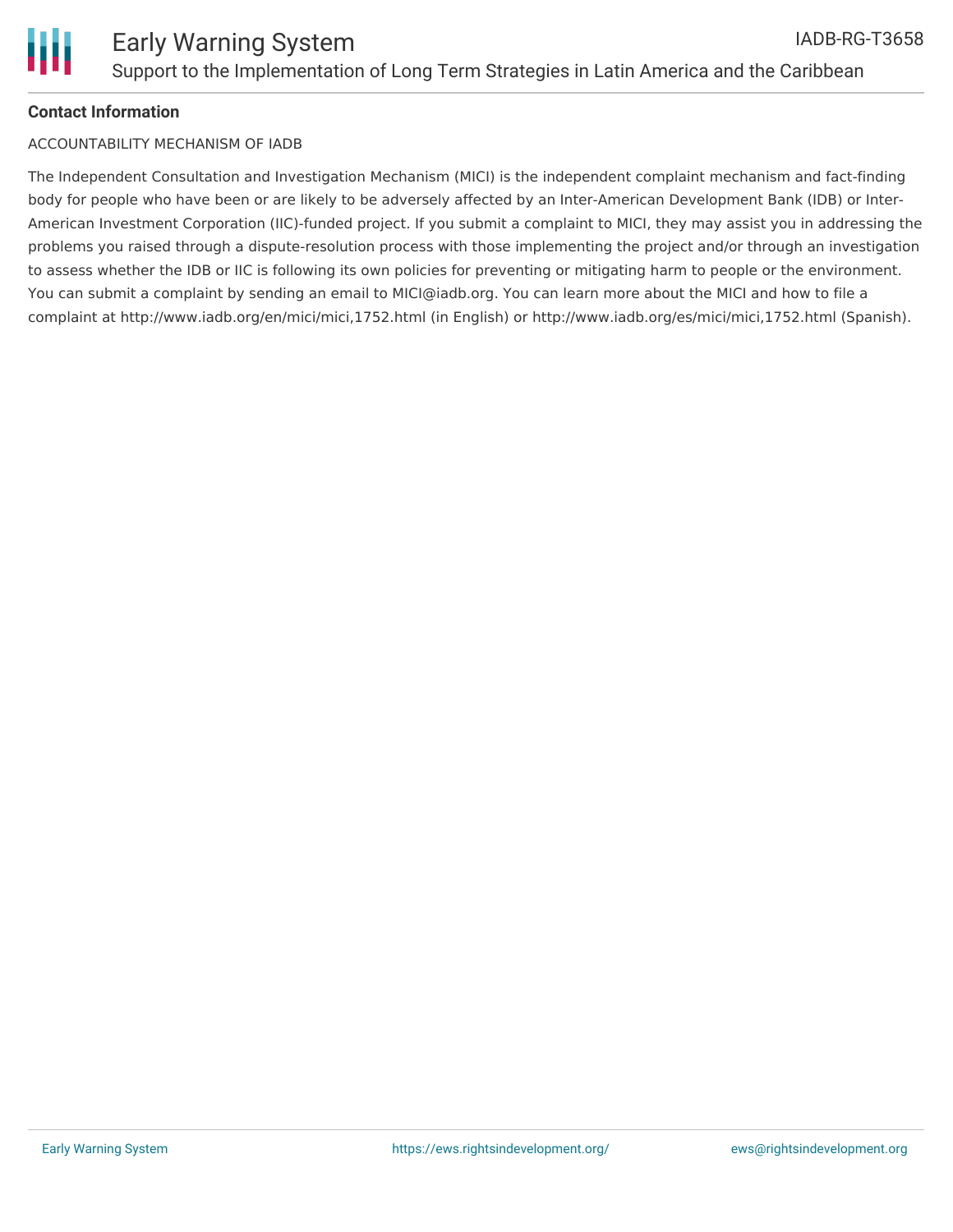**Contact Information**

ACCOUNTABILITY MECHANISM OF IADB

The Independent Consultation and Investigation Mechanism (MICI) is the independent complaint mechanism and fact-finding body for people who have been or are likely to be adversely affected by an Inter-American Development Bank (IDB) or Inter-American Investment Corporation (IIC)-funded project. If you submit a complaint to MICI, they may assist you in addressing the problems you raised through a dispute-resolution process with those implementing the project and/or through an investigation to assess whether the IDB or IIC is following its own policies for preventing or mitigating harm to people or the environment. You can submit a complaint by sending an email to MICI@iadb.org. You can learn more about the MICI and how to file a complaint at http://www.iadb.org/en/mici/mici,1752.html (in English) or http://www.iadb.org/es/mici/mici,1752.html (Spanish).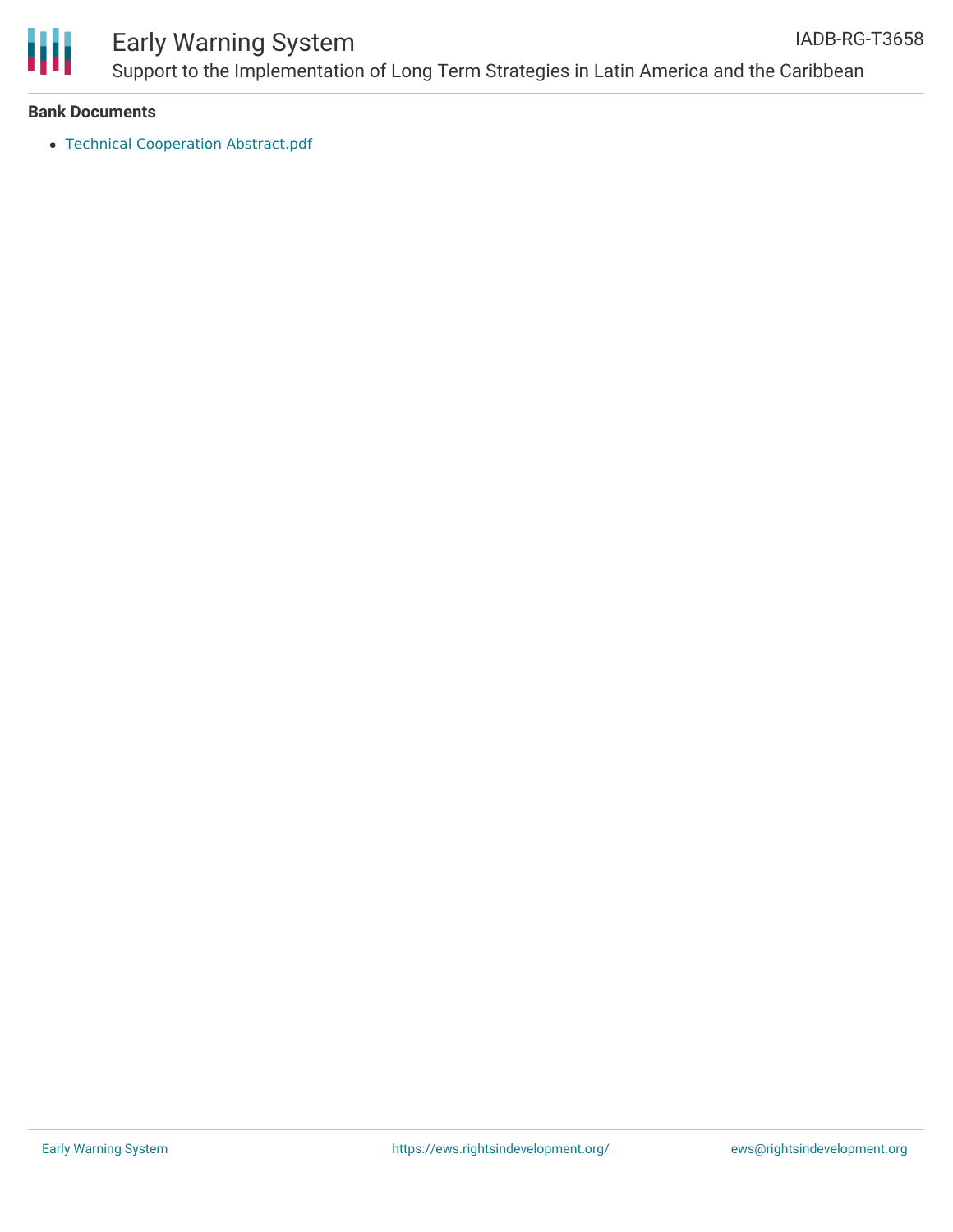**Bank Documents**

- Technical Cooperation Abstract.pdf